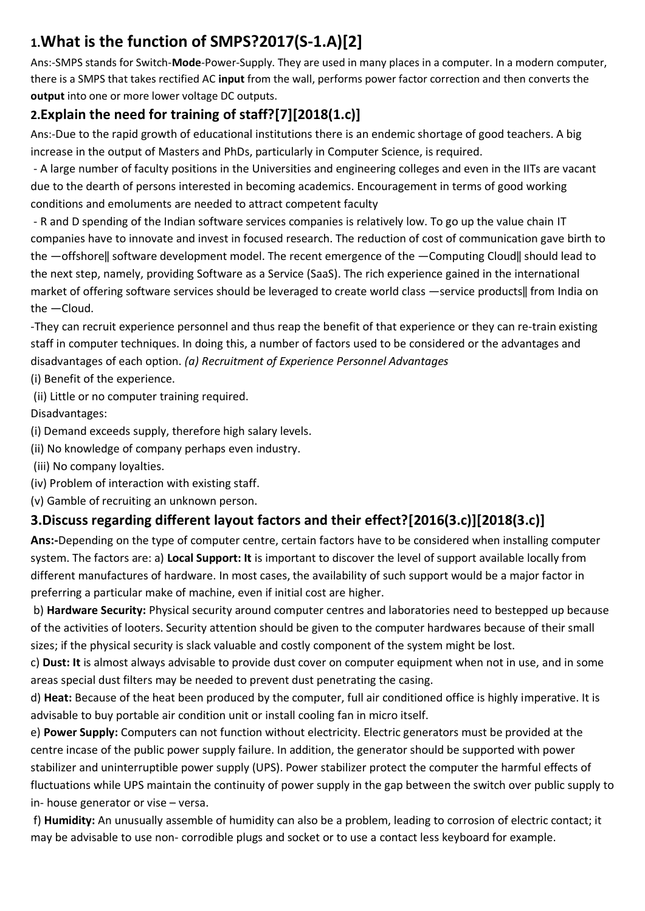## 1.What is the function of SMPS?2017(S-1.A)[2]

Ans:-SMPS stands for Switch-**Mode**-Power-Supply. They are used in many places in a computer. In a modern computer, there is a SMPS that takes rectified AC **input** from the wall, performs power factor correction and then converts the **output** into one or more lower voltage DC outputs.

## 2.Explain the need for training of staff?[7][2018(1.c)]

Ans:-Due to the rapid growth of educational institutions there is an endemic shortage of good teachers. A big increase in the output of Masters and PhDs, particularly in Computer Science, is required.

- A large number of faculty positions in the Universities and engineering colleges and even in the IITs are vacant due to the dearth of persons interested in becoming academics. Encouragement in terms of good working conditions and emoluments are needed to attract competent faculty

- R and D spending of the Indian software services companies is relatively low. To go up the value chain IT companies have to innovate and invest in focused research. The reduction of cost of communication gave birth to the ―offshore‖ software development model. The recent emergence of the ―Computing Cloud‖ should lead to the next step, namely, providing Software as a Service (SaaS). The rich experience gained in the international market of offering software services should be leveraged to create world class ―service products‖ from India on the ―Cloud.

-They can recruit experience personnel and thus reap the benefit of that experience or they can re-train existing staff in computer techniques. In doing this, a number of factors used to be considered or the advantages and disadvantages of each option. *(a) Recruitment of Experience Personnel Advantages*

(i) Benefit of the experience.

(ii) Little or no computer training required.

Disadvantages:

(i) Demand exceeds supply, therefore high salary levels.

(ii) No knowledge of company perhaps even industry.

(iii) No company loyalties.

(iv) Problem of interaction with existing staff.

(v) Gamble of recruiting an unknown person.

## 3.Discuss regarding different layout factors and their effect?[2016(3.c)][2018(3.c)]

**Ans:-**Depending on the type of computer centre, certain factors have to be considered when installing computer system. The factors are: a) **Local Support: It** is important to discover the level of support available locally from different manufactures of hardware. In most cases, the availability of such support would be a major factor in preferring a particular make of machine, even if initial cost are higher.

b) **Hardware Security:** Physical security around computer centres and laboratories need to bestepped up because of the activities of looters. Security attention should be given to the computer hardwares because of their small sizes; if the physical security is slack valuable and costly component of the system might be lost.

c) **Dust: It** is almost always advisable to provide dust cover on computer equipment when not in use, and in some areas special dust filters may be needed to prevent dust penetrating the casing.

d) **Heat:** Because of the heat been produced by the computer, full air conditioned office is highly imperative. It is advisable to buy portable air condition unit or install cooling fan in micro itself.

e) **Power Supply:** Computers can not function without electricity. Electric generators must be provided at the centre incase of the public power supply failure. In addition, the generator should be supported with power stabilizer and uninterruptible power supply (UPS). Power stabilizer protect the computer the harmful effects of fluctuations while UPS maintain the continuity of power supply in the gap between the switch over public supply to in- house generator or vise – versa.

f) **Humidity:** An unusually assemble of humidity can also be a problem, leading to corrosion of electric contact; it may be advisable to use non- corrodible plugs and socket or to use a contact less keyboard for example.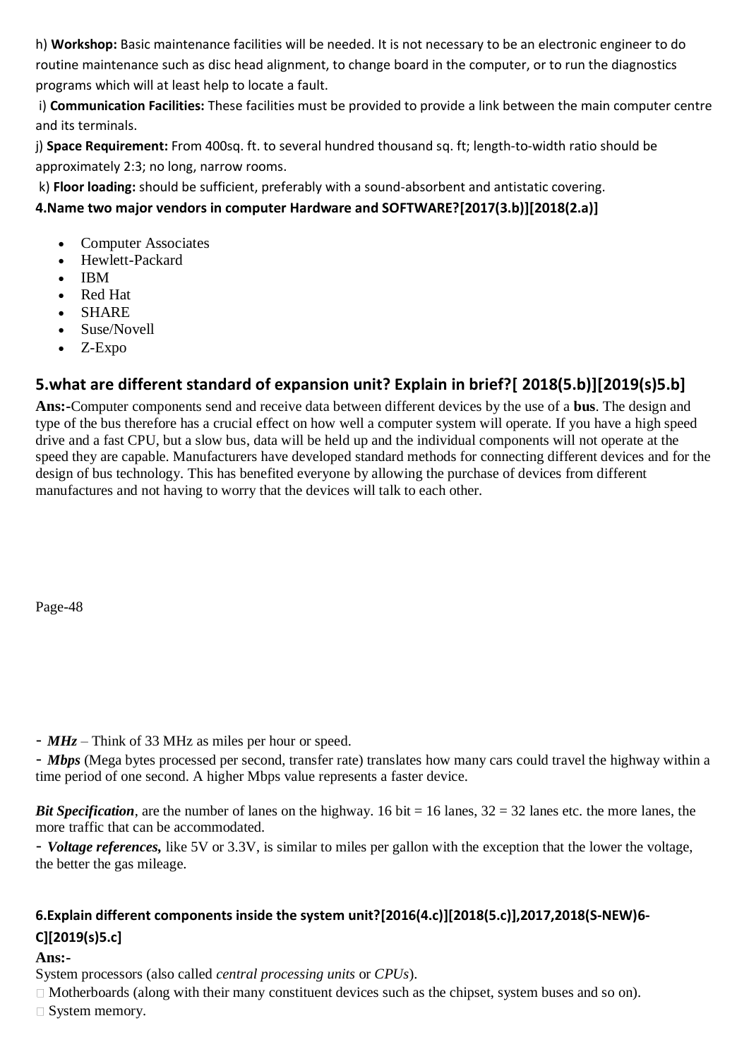h) **Workshop:** Basic maintenance facilities will be needed. It is not necessary to be an electronic engineer to do routine maintenance such as disc head alignment, to change board in the computer, or to run the diagnostics programs which will at least help to locate a fault.

i) **Communication Facilities:** These facilities must be provided to provide a link between the main computer centre and its terminals.

j) **Space Requirement:** From 400sq. ft. to several hundred thousand sq. ft; length-to-width ratio should be approximately 2:3; no long, narrow rooms.

k) **Floor loading:** should be sufficient, preferably with a sound-absorbent and antistatic covering.

**4.Name two major vendors in computer Hardware and SOFTWARE?[2017(3.b)][2018(2.a)]**

- Computer Associates
- Hewlett-Packard
- IBM
- Red Hat
- SHARE
- Suse/Novell
- Z-Expo

## 5.what are different standard of expansion unit? Explain in brief?[ 2018(5.b)][2019(s)5.b]

**Ans:-**Computer components send and receive data between different devices by the use of a **bus**. The design and type of the bus therefore has a crucial effect on how well a computer system will operate. If you have a high speed drive and a fast CPU, but a slow bus, data will be held up and the individual components will not operate at the speed they are capable. Manufacturers have developed standard methods for connecting different devices and for the design of bus technology. This has benefited everyone by allowing the purchase of devices from different manufactures and not having to worry that the devices will talk to each other.

- ***MHz*** – Think of 33 MHz as miles per hour or speed.

- ***Mbps*** (Mega bytes processed per second, transfer rate) translates how many cars could travel the highway within a time period of one second. A higher Mbps value represents a faster device.

***Bit Specification***, are the number of lanes on the highway. 16 bit = 16 lanes, 32 = 32 lanes etc. the more lanes, the more traffic that can be accommodated.

- ***Voltage references,*** like 5V or 3.3V, is similar to miles per gallon with the exception that the lower the voltage, the better the gas mileage.

**6.Explain different components inside the system unit?[2016(4.c)][2018(5.c)],2017,2018(S-NEW)6-C][2019(s)5.c]**

**Ans:-**

System processors (also called *central processing units* or *CPUs*).

- Motherboards (along with their many constituent devices such as the chipset, system buses and so on).
- System memory.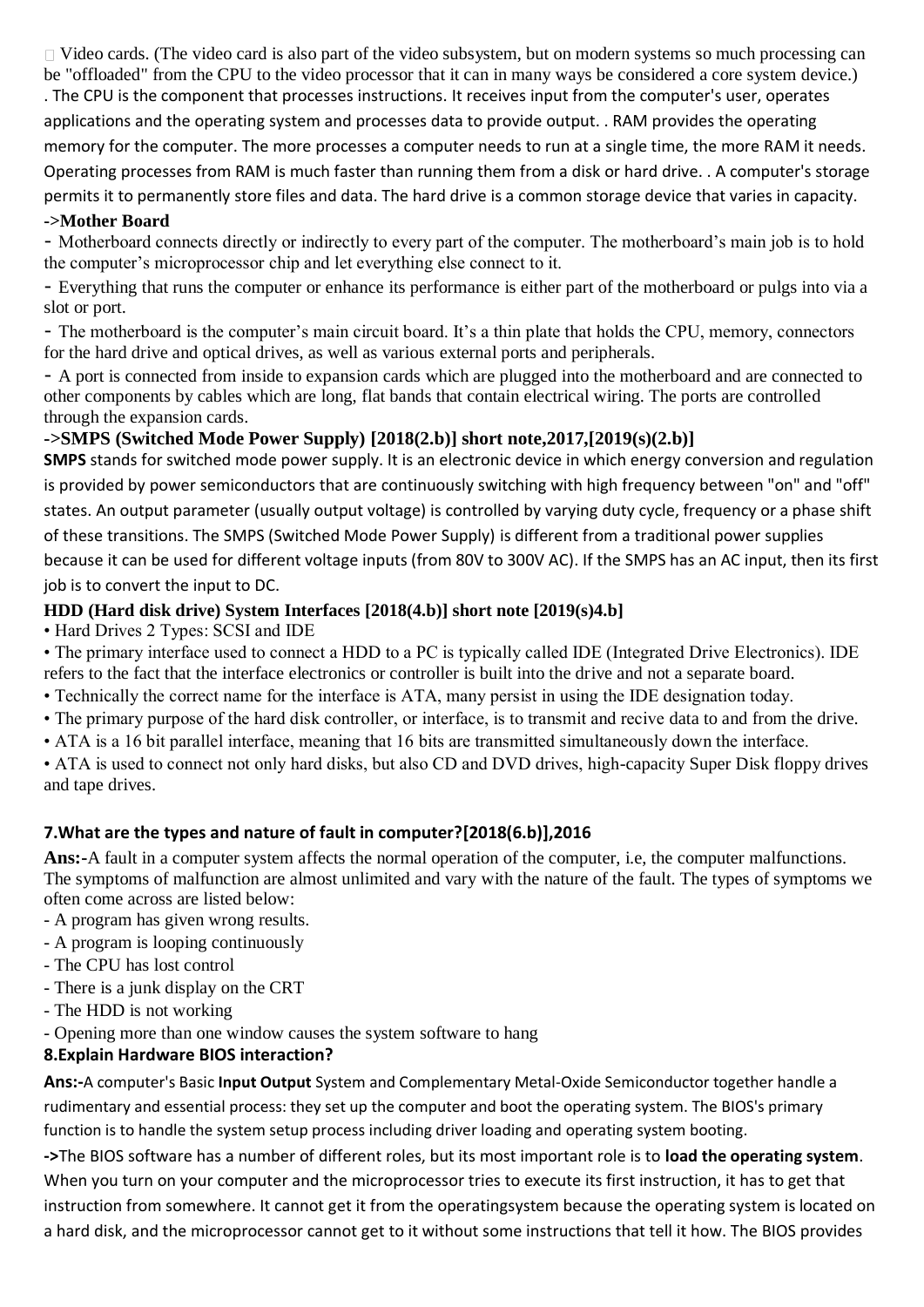Video cards. (The video card is also part of the video subsystem, but on modern systems so much processing can be "offloaded" from the CPU to the video processor that it can in many ways be considered a core system device.)
. The CPU is the component that processes instructions. It receives input from the computer's user, operates applications and the operating system and processes data to provide output. . RAM provides the operating memory for the computer. The more processes a computer needs to run at a single time, the more RAM it needs. Operating processes from RAM is much faster than running them from a disk or hard drive. . A computer's storage permits it to permanently store files and data. The hard drive is a common storage device that varies in capacity.

**->Mother Board**

- Motherboard connects directly or indirectly to every part of the computer. The motherboard's main job is to hold the computer's microprocessor chip and let everything else connect to it.
- Everything that runs the computer or enhance its performance is either part of the motherboard or pulgs into via a slot or port.
- The motherboard is the computer's main circuit board. It's a thin plate that holds the CPU, memory, connectors for the hard drive and optical drives, as well as various external ports and peripherals.
- A port is connected from inside to expansion cards which are plugged into the motherboard and are connected to other components by cables which are long, flat bands that contain electrical wiring. The ports are controlled through the expansion cards.

**->SMPS (Switched Mode Power Supply) [2018(2.b)] short note,2017,[2019(s)(2.b)]**

**SMPS** stands for switched mode power supply. It is an electronic device in which energy conversion and regulation is provided by power semiconductors that are continuously switching with high frequency between "on" and "off" states. An output parameter (usually output voltage) is controlled by varying duty cycle, frequency or a phase shift of these transitions. The SMPS (Switched Mode Power Supply) is different from a traditional power supplies because it can be used for different voltage inputs (from 80V to 300V AC). If the SMPS has an AC input, then its first job is to convert the input to DC.

**HDD (Hard disk drive) System Interfaces [2018(4.b)] short note [2019(s)4.b]**

- Hard Drives 2 Types: SCSI and IDE
- The primary interface used to connect a HDD to a PC is typically called IDE (Integrated Drive Electronics). IDE refers to the fact that the interface electronics or controller is built into the drive and not a separate board.
- Technically the correct name for the interface is ATA, many persist in using the IDE designation today.
- The primary purpose of the hard disk controller, or interface, is to transmit and recive data to and from the drive.
- ATA is a 16 bit parallel interface, meaning that 16 bits are transmitted simultaneously down the interface.
- ATA is used to connect not only hard disks, but also CD and DVD drives, high-capacity Super Disk floppy drives and tape drives.

**7.What are the types and nature of fault in computer?[2018(6.b)],2016**

**Ans:-**A fault in a computer system affects the normal operation of the computer, i.e, the computer malfunctions. The symptoms of malfunction are almost unlimited and vary with the nature of the fault. The types of symptoms we often come across are listed below:

- A program has given wrong results.
- A program is looping continuously
- The CPU has lost control
- There is a junk display on the CRT
- The HDD is not working
- Opening more than one window causes the system software to hang

**8.Explain Hardware BIOS interaction?**

**Ans:-**A computer's Basic **Input Output** System and Complementary Metal-Oxide Semiconductor together handle a rudimentary and essential process: they set up the computer and boot the operating system. The BIOS's primary function is to handle the system setup process including driver loading and operating system booting.

**->**The BIOS software has a number of different roles, but its most important role is to **load the operating system**. When you turn on your computer and the microprocessor tries to execute its first instruction, it has to get that instruction from somewhere. It cannot get it from the operatingsystem because the operating system is located on a hard disk, and the microprocessor cannot get to it without some instructions that tell it how. The BIOS provides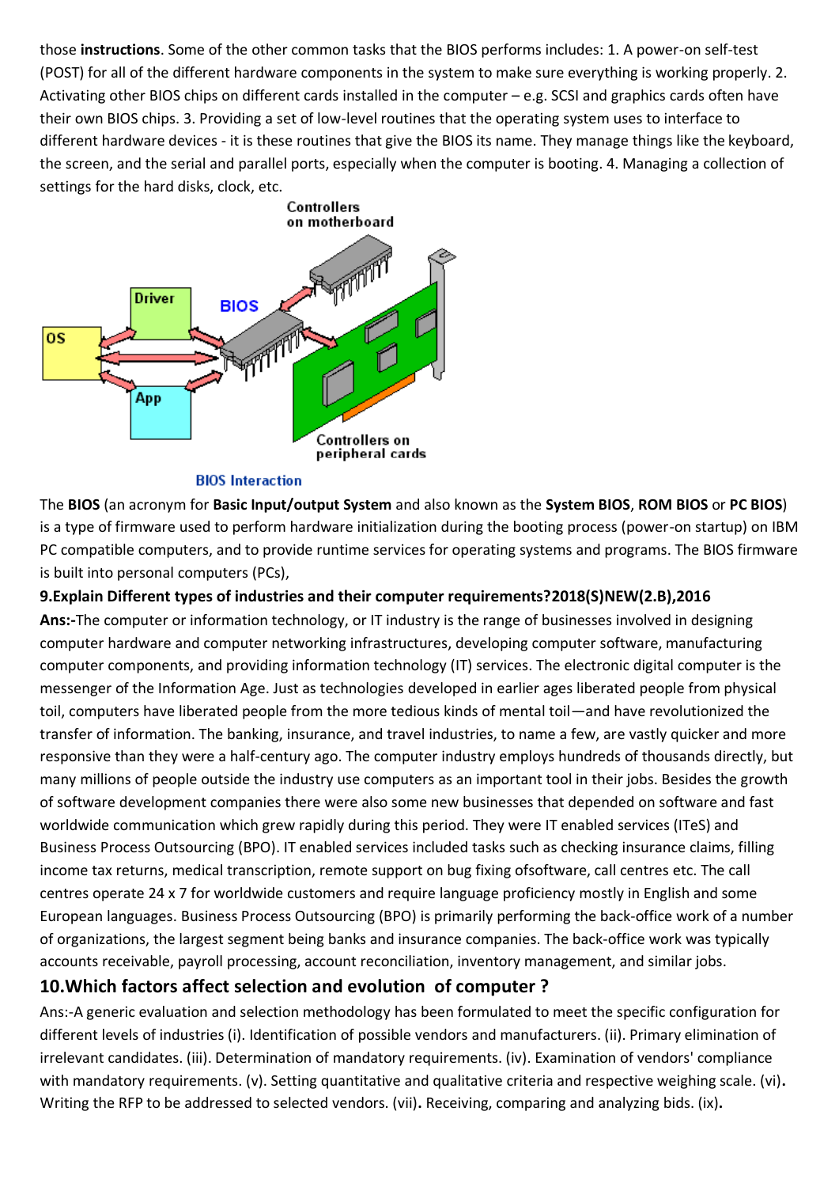those **instructions**. Some of the other common tasks that the BIOS performs includes: 1. A power-on self-test (POST) for all of the different hardware components in the system to make sure everything is working properly. 2. Activating other BIOS chips on different cards installed in the computer – e.g. SCSI and graphics cards often have their own BIOS chips. 3. Providing a set of low-level routines that the operating system uses to interface to different hardware devices - it is these routines that give the BIOS its name. They manage things like the keyboard, the screen, and the serial and parallel ports, especially when the computer is booting. 4. Managing a collection of settings for the hard disks, clock, etc.

BIOS Interaction

The **BIOS** (an acronym for **Basic Input/output System** and also known as the **System BIOS**, **ROM BIOS** or **PC BIOS**) is a type of firmware used to perform hardware initialization during the booting process (power-on startup) on IBM PC compatible computers, and to provide runtime services for operating systems and programs. The BIOS firmware is built into personal computers (PCs),

**9.Explain Different types of industries and their computer requirements?2018(S)NEW(2.B),2016**

**Ans:-**The computer or information technology, or IT industry is the range of businesses involved in designing computer hardware and computer networking infrastructures, developing computer software, manufacturing computer components, and providing information technology (IT) services. The electronic digital computer is the messenger of the Information Age. Just as technologies developed in earlier ages liberated people from physical toil, computers have liberated people from the more tedious kinds of mental toil—and have revolutionized the transfer of information. The banking, insurance, and travel industries, to name a few, are vastly quicker and more responsive than they were a half-century ago. The computer industry employs hundreds of thousands directly, but many millions of people outside the industry use computers as an important tool in their jobs. Besides the growth of software development companies there were also some new businesses that depended on software and fast worldwide communication which grew rapidly during this period. They were IT enabled services (ITeS) and Business Process Outsourcing (BPO). IT enabled services included tasks such as checking insurance claims, filling income tax returns, medical transcription, remote support on bug fixing ofsoftware, call centres etc. The call centres operate 24 x 7 for worldwide customers and require language proficiency mostly in English and some European languages. Business Process Outsourcing (BPO) is primarily performing the back-office work of a number of organizations, the largest segment being banks and insurance companies. The back-office work was typically accounts receivable, payroll processing, account reconciliation, inventory management, and similar jobs.

## 10.Which factors affect selection and evolution of computer ?

Ans:-A generic evaluation and selection methodology has been formulated to meet the specific configuration for different levels of industries (i). Identification of possible vendors and manufacturers. (ii). Primary elimination of irrelevant candidates. (iii). Determination of mandatory requirements. (iv). Examination of vendors' compliance with mandatory requirements. (v). Setting quantitative and qualitative criteria and respective weighing scale. (vi)**.** Writing the RFP to be addressed to selected vendors. (vii)**.** Receiving, comparing and analyzing bids. (ix)**.**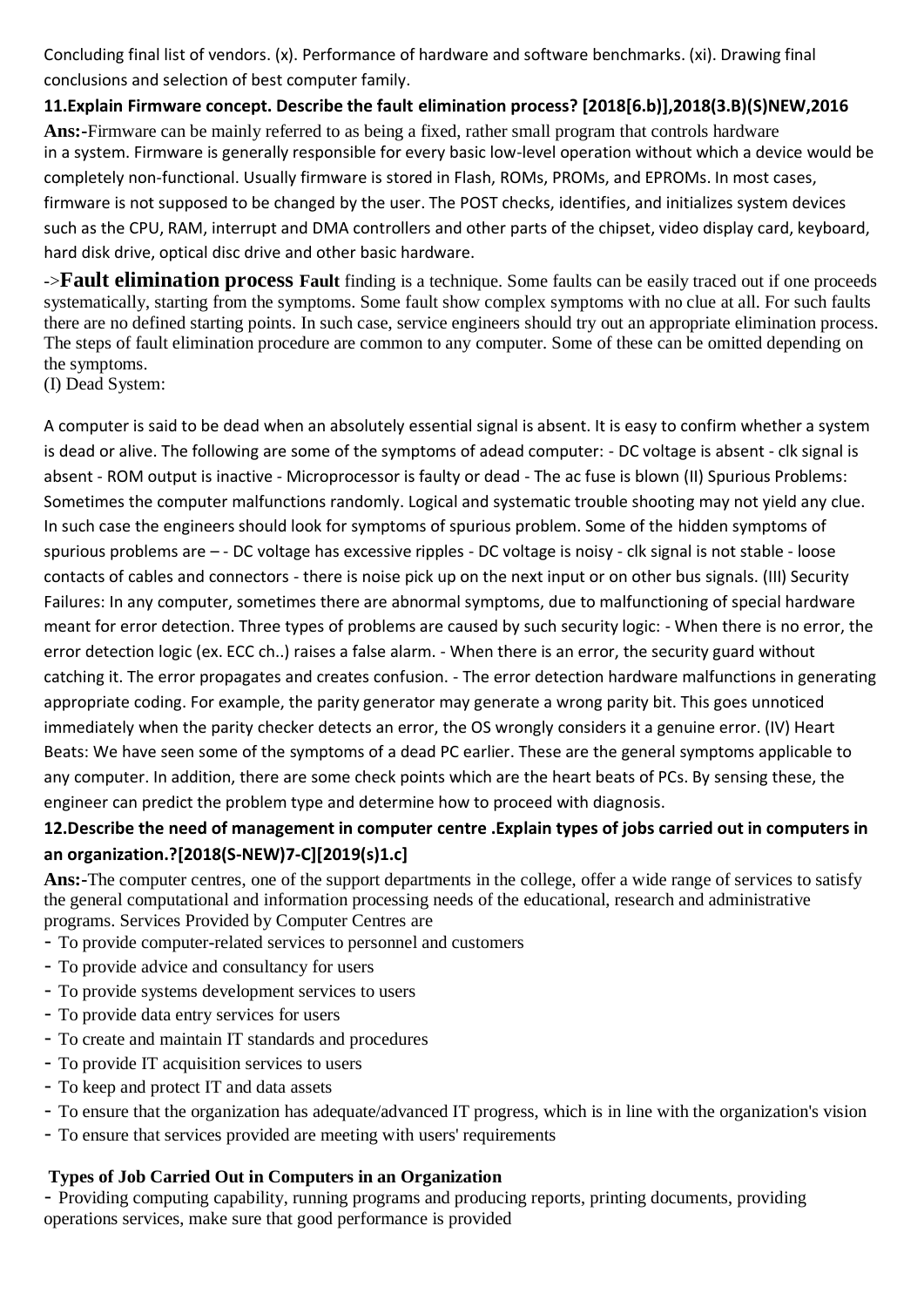Concluding final list of vendors. (x). Performance of hardware and software benchmarks. (xi). Drawing final conclusions and selection of best computer family.

### 11.Explain Firmware concept. Describe the fault elimination process? [2018[6.b)],2018(3.B)(S)NEW,2016

**Ans:-**Firmware can be mainly referred to as being a fixed, rather small program that controls hardware in a system. Firmware is generally responsible for every basic low-level operation without which a device would be completely non-functional. Usually firmware is stored in Flash, ROMs, PROMs, and EPROMs. In most cases, firmware is not supposed to be changed by the user. The POST checks, identifies, and initializes system devices such as the CPU, RAM, interrupt and DMA controllers and other parts of the chipset, video display card, keyboard, hard disk drive, optical disc drive and other basic hardware.

->**Fault elimination process** **Fault** finding is a technique. Some faults can be easily traced out if one proceeds systematically, starting from the symptoms. Some fault show complex symptoms with no clue at all. For such faults there are no defined starting points. In such case, service engineers should try out an appropriate elimination process. The steps of fault elimination procedure are common to any computer. Some of these can be omitted depending on the symptoms.
(I) Dead System:

A computer is said to be dead when an absolutely essential signal is absent. It is easy to confirm whether a system is dead or alive. The following are some of the symptoms of adead computer: - DC voltage is absent - clk signal is absent - ROM output is inactive - Microprocessor is faulty or dead - The ac fuse is blown (II) Spurious Problems: Sometimes the computer malfunctions randomly. Logical and systematic trouble shooting may not yield any clue. In such case the engineers should look for symptoms of spurious problem. Some of the hidden symptoms of spurious problems are – - DC voltage has excessive ripples - DC voltage is noisy - clk signal is not stable - loose contacts of cables and connectors - there is noise pick up on the next input or on other bus signals. (III) Security Failures: In any computer, sometimes there are abnormal symptoms, due to malfunctioning of special hardware meant for error detection. Three types of problems are caused by such security logic: - When there is no error, the error detection logic (ex. ECC ch..) raises a false alarm. - When there is an error, the security guard without catching it. The error propagates and creates confusion. - The error detection hardware malfunctions in generating appropriate coding. For example, the parity generator may generate a wrong parity bit. This goes unnoticed immediately when the parity checker detects an error, the OS wrongly considers it a genuine error. (IV) Heart Beats: We have seen some of the symptoms of a dead PC earlier. These are the general symptoms applicable to any computer. In addition, there are some check points which are the heart beats of PCs. By sensing these, the engineer can predict the problem type and determine how to proceed with diagnosis.

### 12.Describe the need of management in computer centre .Explain types of jobs carried out in computers in an organization.?[2018(S-NEW)7-C][2019(s)1.c]

**Ans:-**The computer centres, one of the support departments in the college, offer a wide range of services to satisfy the general computational and information processing needs of the educational, research and administrative programs. Services Provided by Computer Centres are

- To provide computer-related services to personnel and customers
- To provide advice and consultancy for users
- To provide systems development services to users
- To provide data entry services for users
- To create and maintain IT standards and procedures
- To provide IT acquisition services to users
- To keep and protect IT and data assets
- To ensure that the organization has adequate/advanced IT progress, which is in line with the organization's vision
- To ensure that services provided are meeting with users' requirements

**Types of Job Carried Out in Computers in an Organization**

- Providing computing capability, running programs and producing reports, printing documents, providing operations services, make sure that good performance is provided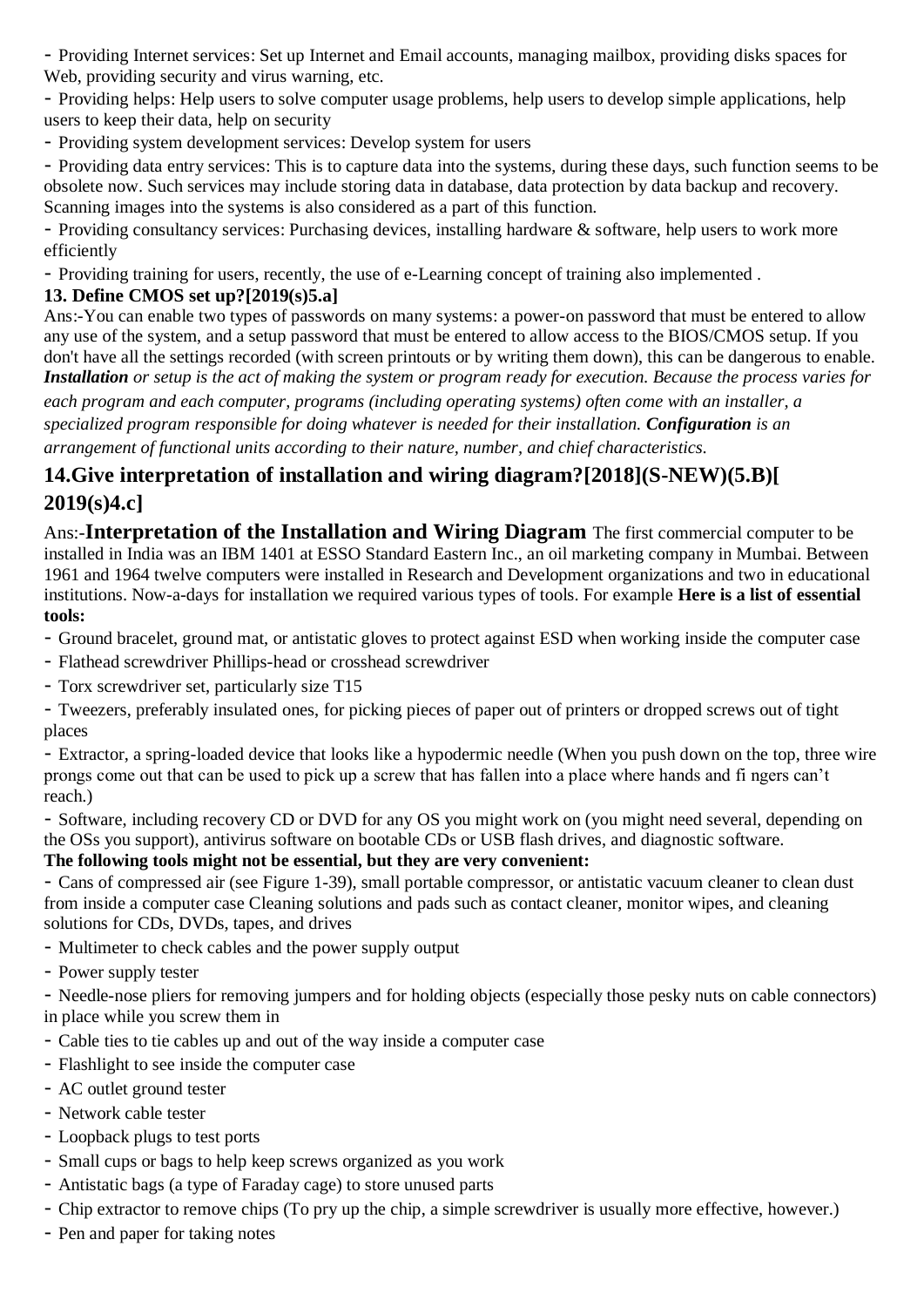- Providing Internet services: Set up Internet and Email accounts, managing mailbox, providing disks spaces for Web, providing security and virus warning, etc.
- Providing helps: Help users to solve computer usage problems, help users to develop simple applications, help users to keep their data, help on security
- Providing system development services: Develop system for users
- Providing data entry services: This is to capture data into the systems, during these days, such function seems to be obsolete now. Such services may include storing data in database, data protection by data backup and recovery. Scanning images into the systems is also considered as a part of this function.
- Providing consultancy services: Purchasing devices, installing hardware & software, help users to work more efficiently
- Providing training for users, recently, the use of e-Learning concept of training also implemented .

**13. Define CMOS set up?[2019(s)5.a]**

Ans:-You can enable two types of passwords on many systems: a power-on password that must be entered to allow any use of the system, and a setup password that must be entered to allow access to the BIOS/CMOS setup. If you don't have all the settings recorded (with screen printouts or by writing them down), this can be dangerous to enable. ***Installation*** *or setup is the act of making the system or program ready for execution. Because the process varies for each program and each computer, programs (including operating systems) often come with an installer, a specialized program responsible for doing whatever is needed for their installation.* ***Configuration*** *is an arrangement of functional units according to their nature, number, and chief characteristics.*

## 14.Give interpretation of installation and wiring diagram?[2018](S-NEW)(5.B)[ 2019(s)4.c]

Ans:-**Interpretation of the Installation and Wiring Diagram** The first commercial computer to be installed in India was an IBM 1401 at ESSO Standard Eastern Inc., an oil marketing company in Mumbai. Between 1961 and 1964 twelve computers were installed in Research and Development organizations and two in educational institutions. Now-a-days for installation we required various types of tools. For example **Here is a list of essential tools:**

- Ground bracelet, ground mat, or antistatic gloves to protect against ESD when working inside the computer case
- Flathead screwdriver Phillips-head or crosshead screwdriver
- Torx screwdriver set, particularly size T15
- Tweezers, preferably insulated ones, for picking pieces of paper out of printers or dropped screws out of tight places
- Extractor, a spring-loaded device that looks like a hypodermic needle (When you push down on the top, three wire prongs come out that can be used to pick up a screw that has fallen into a place where hands and fi ngers can't reach.)
- Software, including recovery CD or DVD for any OS you might work on (you might need several, depending on the OSs you support), antivirus software on bootable CDs or USB flash drives, and diagnostic software.

**The following tools might not be essential, but they are very convenient:**

- Cans of compressed air (see Figure 1-39), small portable compressor, or antistatic vacuum cleaner to clean dust from inside a computer case Cleaning solutions and pads such as contact cleaner, monitor wipes, and cleaning solutions for CDs, DVDs, tapes, and drives
- Multimeter to check cables and the power supply output
- Power supply tester
- Needle-nose pliers for removing jumpers and for holding objects (especially those pesky nuts on cable connectors) in place while you screw them in
- Cable ties to tie cables up and out of the way inside a computer case
- Flashlight to see inside the computer case
- AC outlet ground tester
- Network cable tester
- Loopback plugs to test ports
- Small cups or bags to help keep screws organized as you work
- Antistatic bags (a type of Faraday cage) to store unused parts
- Chip extractor to remove chips (To pry up the chip, a simple screwdriver is usually more effective, however.)
- Pen and paper for taking notes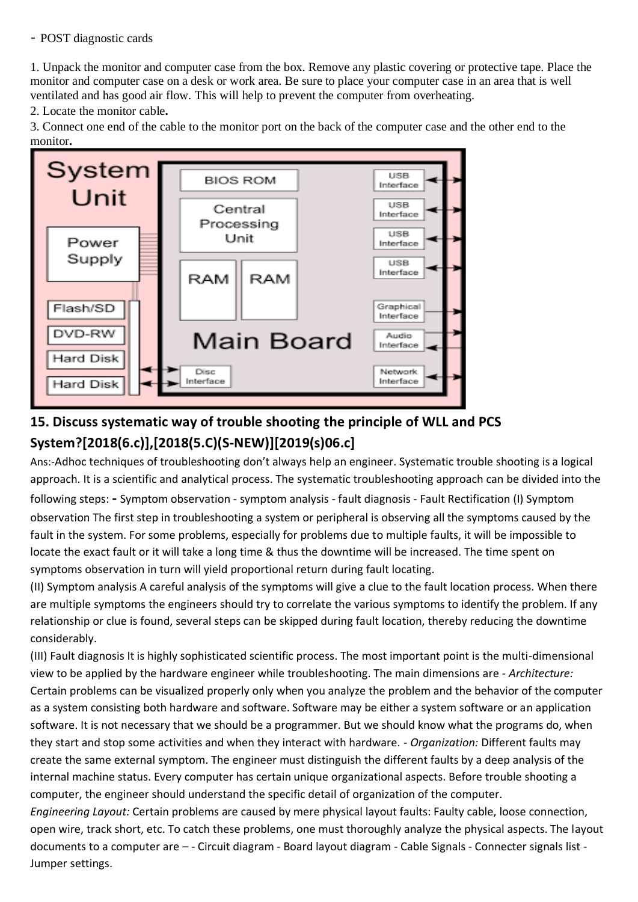- POST diagnostic cards

1. Unpack the monitor and computer case from the box. Remove any plastic covering or protective tape. Place the monitor and computer case on a desk or work area. Be sure to place your computer case in an area that is well ventilated and has good air flow. This will help to prevent the computer from overheating.
2. Locate the monitor cable**.**
3. Connect one end of the cable to the monitor port on the back of the computer case and the other end to the monitor**.**

## 15. Discuss systematic way of trouble shooting the principle of WLL and PCS System?[2018(6.c)],[2018(5.C)(S-NEW)][2019(s)06.c]

Ans:-Adhoc techniques of troubleshooting don't always help an engineer. Systematic trouble shooting is a logical approach. It is a scientific and analytical process. The systematic troubleshooting approach can be divided into the following steps: **-** Symptom observation - symptom analysis - fault diagnosis - Fault Rectification (I) Symptom observation The first step in troubleshooting a system or peripheral is observing all the symptoms caused by the fault in the system. For some problems, especially for problems due to multiple faults, it will be impossible to locate the exact fault or it will take a long time & thus the downtime will be increased. The time spent on symptoms observation in turn will yield proportional return during fault locating.

(II) Symptom analysis A careful analysis of the symptoms will give a clue to the fault location process. When there are multiple symptoms the engineers should try to correlate the various symptoms to identify the problem. If any relationship or clue is found, several steps can be skipped during fault location, thereby reducing the downtime considerably.

(III) Fault diagnosis It is highly sophisticated scientific process. The most important point is the multi-dimensional view to be applied by the hardware engineer while troubleshooting. The main dimensions are - *Architecture:* Certain problems can be visualized properly only when you analyze the problem and the behavior of the computer as a system consisting both hardware and software. Software may be either a system software or an application software. It is not necessary that we should be a programmer. But we should know what the programs do, when they start and stop some activities and when they interact with hardware. - *Organization:* Different faults may create the same external symptom. The engineer must distinguish the different faults by a deep analysis of the internal machine status. Every computer has certain unique organizational aspects. Before trouble shooting a computer, the engineer should understand the specific detail of organization of the computer.

*Engineering Layout:* Certain problems are caused by mere physical layout faults: Faulty cable, loose connection, open wire, track short, etc. To catch these problems, one must thoroughly analyze the physical aspects. The layout documents to a computer are – - Circuit diagram - Board layout diagram - Cable Signals - Connecter signals list - Jumper settings.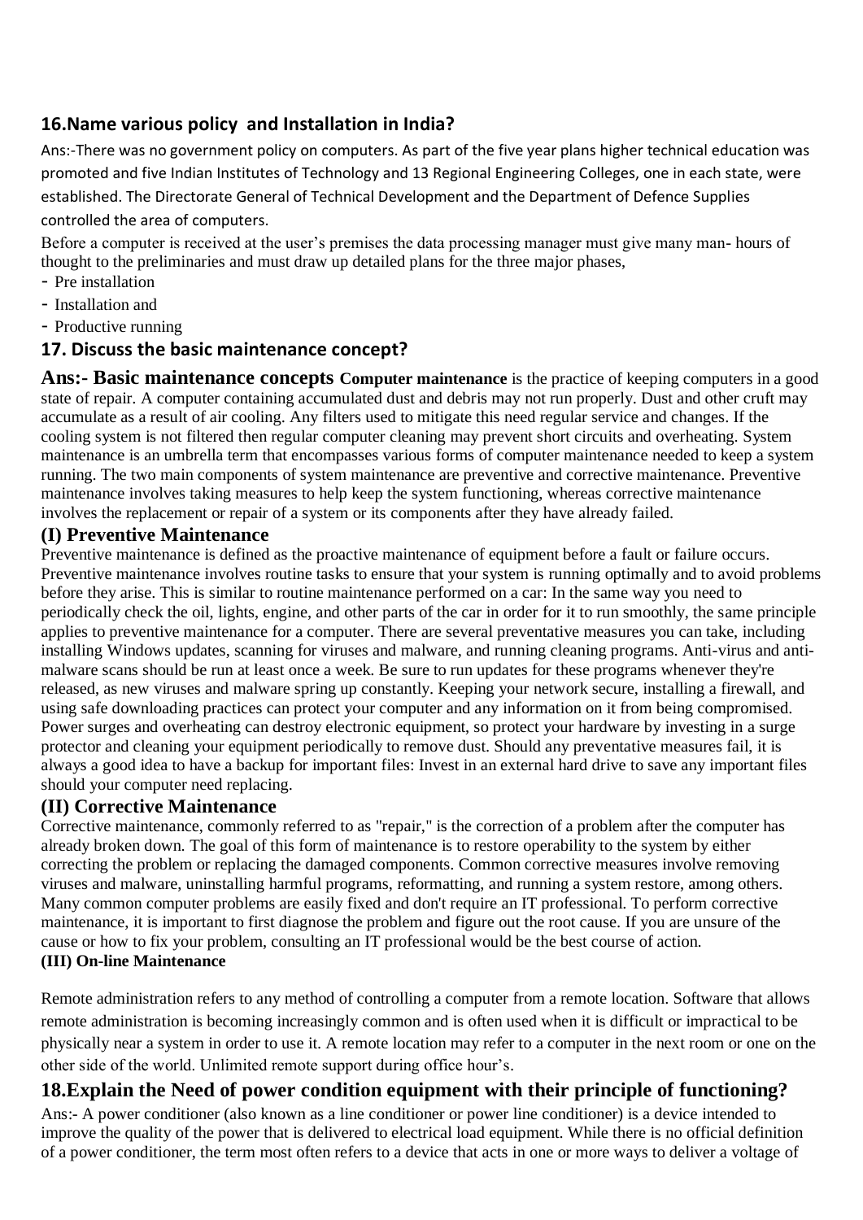### 16.Name various policy and Installation in India?

Ans:-There was no government policy on computers. As part of the five year plans higher technical education was promoted and five Indian Institutes of Technology and 13 Regional Engineering Colleges, one in each state, were established. The Directorate General of Technical Development and the Department of Defence Supplies controlled the area of computers.

Before a computer is received at the user's premises the data processing manager must give many man- hours of thought to the preliminaries and must draw up detailed plans for the three major phases,

- Pre installation
- Installation and
- Productive running

### 17. Discuss the basic maintenance concept?

**Ans:- Basic maintenance concepts** **Computer maintenance** is the practice of keeping computers in a good state of repair. A computer containing accumulated dust and debris may not run properly. Dust and other cruft may accumulate as a result of air cooling. Any filters used to mitigate this need regular service and changes. If the cooling system is not filtered then regular computer cleaning may prevent short circuits and overheating. System maintenance is an umbrella term that encompasses various forms of computer maintenance needed to keep a system running. The two main components of system maintenance are preventive and corrective maintenance. Preventive maintenance involves taking measures to help keep the system functioning, whereas corrective maintenance involves the replacement or repair of a system or its components after they have already failed.

### (I) Preventive Maintenance

Preventive maintenance is defined as the proactive maintenance of equipment before a fault or failure occurs. Preventive maintenance involves routine tasks to ensure that your system is running optimally and to avoid problems before they arise. This is similar to routine maintenance performed on a car: In the same way you need to periodically check the oil, lights, engine, and other parts of the car in order for it to run smoothly, the same principle applies to preventive maintenance for a computer. There are several preventative measures you can take, including installing Windows updates, scanning for viruses and malware, and running cleaning programs. Anti-virus and anti-malware scans should be run at least once a week. Be sure to run updates for these programs whenever they're released, as new viruses and malware spring up constantly. Keeping your network secure, installing a firewall, and using safe downloading practices can protect your computer and any information on it from being compromised. Power surges and overheating can destroy electronic equipment, so protect your hardware by investing in a surge protector and cleaning your equipment periodically to remove dust. Should any preventative measures fail, it is always a good idea to have a backup for important files: Invest in an external hard drive to save any important files should your computer need replacing.

### (II) Corrective Maintenance

Corrective maintenance, commonly referred to as "repair," is the correction of a problem after the computer has already broken down. The goal of this form of maintenance is to restore operability to the system by either correcting the problem or replacing the damaged components. Common corrective measures involve removing viruses and malware, uninstalling harmful programs, reformatting, and running a system restore, among others. Many common computer problems are easily fixed and don't require an IT professional. To perform corrective maintenance, it is important to first diagnose the problem and figure out the root cause. If you are unsure of the cause or how to fix your problem, consulting an IT professional would be the best course of action.

**(III) On-line Maintenance**

Remote administration refers to any method of controlling a computer from a remote location. Software that allows remote administration is becoming increasingly common and is often used when it is difficult or impractical to be physically near a system in order to use it. A remote location may refer to a computer in the next room or one on the other side of the world. Unlimited remote support during office hour's.

### 18.Explain the Need of power condition equipment with their principle of functioning?

Ans:- A power conditioner (also known as a line conditioner or power line conditioner) is a device intended to improve the quality of the power that is delivered to electrical load equipment. While there is no official definition of a power conditioner, the term most often refers to a device that acts in one or more ways to deliver a voltage of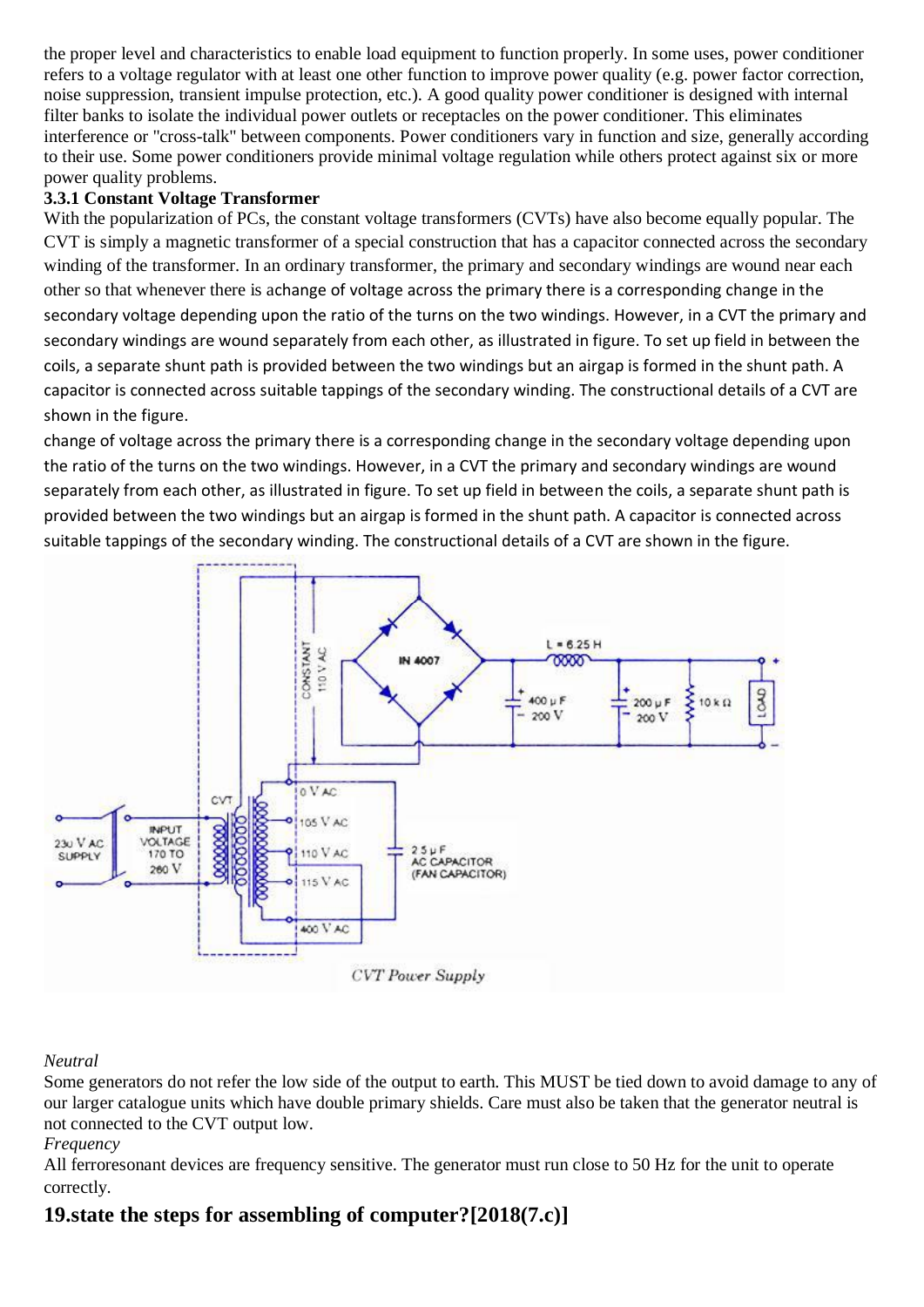the proper level and characteristics to enable load equipment to function properly. In some uses, power conditioner refers to a voltage regulator with at least one other function to improve power quality (e.g. power factor correction, noise suppression, transient impulse protection, etc.). A good quality power conditioner is designed with internal filter banks to isolate the individual power outlets or receptacles on the power conditioner. This eliminates interference or "cross-talk" between components. Power conditioners vary in function and size, generally according to their use. Some power conditioners provide minimal voltage regulation while others protect against six or more power quality problems.

**3.3.1 Constant Voltage Transformer**

With the popularization of PCs, the constant voltage transformers (CVTs) have also become equally popular. The CVT is simply a magnetic transformer of a special construction that has a capacitor connected across the secondary winding of the transformer. In an ordinary transformer, the primary and secondary windings are wound near each other so that whenever there is achange of voltage across the primary there is a corresponding change in the secondary voltage depending upon the ratio of the turns on the two windings. However, in a CVT the primary and secondary windings are wound separately from each other, as illustrated in figure. To set up field in between the coils, a separate shunt path is provided between the two windings but an airgap is formed in the shunt path. A capacitor is connected across suitable tappings of the secondary winding. The constructional details of a CVT are shown in the figure.

change of voltage across the primary there is a corresponding change in the secondary voltage depending upon the ratio of the turns on the two windings. However, in a CVT the primary and secondary windings are wound separately from each other, as illustrated in figure. To set up field in between the coils, a separate shunt path is provided between the two windings but an airgap is formed in the shunt path. A capacitor is connected across suitable tappings of the secondary winding. The constructional details of a CVT are shown in the figure.

CVT Power Supply

*Neutral*

Some generators do not refer the low side of the output to earth. This MUST be tied down to avoid damage to any of our larger catalogue units which have double primary shields. Care must also be taken that the generator neutral is not connected to the CVT output low.

*Frequency*

All ferroresonant devices are frequency sensitive. The generator must run close to 50 Hz for the unit to operate correctly.

## 19.state the steps for assembling of computer?[2018(7.c)]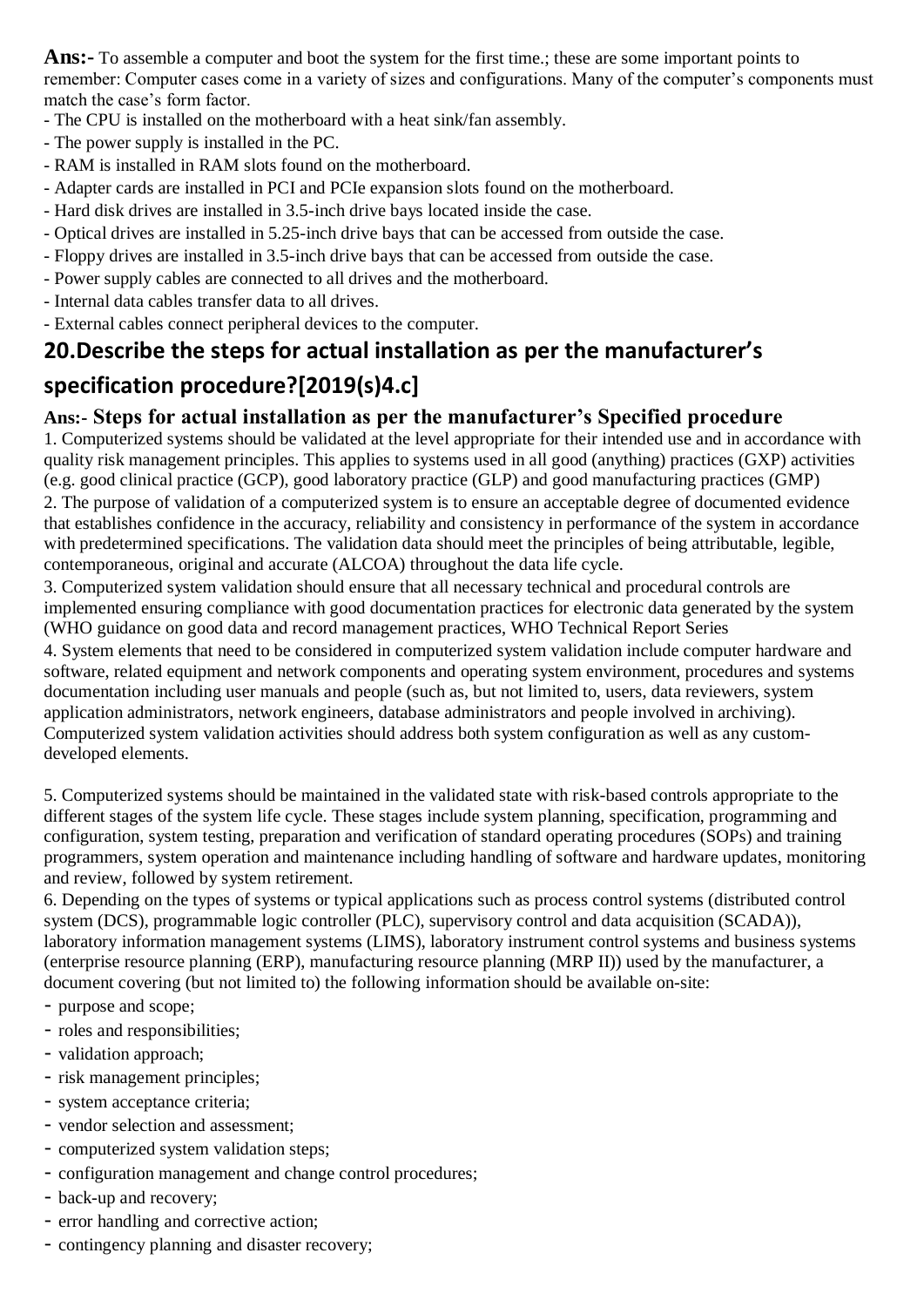**Ans:-** To assemble a computer and boot the system for the first time.; these are some important points to remember: Computer cases come in a variety of sizes and configurations. Many of the computer's components must match the case's form factor.

- The CPU is installed on the motherboard with a heat sink/fan assembly.
- The power supply is installed in the PC.
- RAM is installed in RAM slots found on the motherboard.
- Adapter cards are installed in PCI and PCIe expansion slots found on the motherboard.
- Hard disk drives are installed in 3.5-inch drive bays located inside the case.
- Optical drives are installed in 5.25-inch drive bays that can be accessed from outside the case.
- Floppy drives are installed in 3.5-inch drive bays that can be accessed from outside the case.
- Power supply cables are connected to all drives and the motherboard.
- Internal data cables transfer data to all drives.
- External cables connect peripheral devices to the computer.

## 20.Describe the steps for actual installation as per the manufacturer's specification procedure?[2019(s)4.c]

**Ans:- Steps for actual installation as per the manufacturer's Specified procedure**

1. Computerized systems should be validated at the level appropriate for their intended use and in accordance with quality risk management principles. This applies to systems used in all good (anything) practices (GXP) activities (e.g. good clinical practice (GCP), good laboratory practice (GLP) and good manufacturing practices (GMP)
2. The purpose of validation of a computerized system is to ensure an acceptable degree of documented evidence that establishes confidence in the accuracy, reliability and consistency in performance of the system in accordance with predetermined specifications. The validation data should meet the principles of being attributable, legible, contemporaneous, original and accurate (ALCOA) throughout the data life cycle.
3. Computerized system validation should ensure that all necessary technical and procedural controls are implemented ensuring compliance with good documentation practices for electronic data generated by the system (WHO guidance on good data and record management practices, WHO Technical Report Series
4. System elements that need to be considered in computerized system validation include computer hardware and software, related equipment and network components and operating system environment, procedures and systems documentation including user manuals and people (such as, but not limited to, users, data reviewers, system application administrators, network engineers, database administrators and people involved in archiving). Computerized system validation activities should address both system configuration as well as any custom-developed elements.

5. Computerized systems should be maintained in the validated state with risk-based controls appropriate to the different stages of the system life cycle. These stages include system planning, specification, programming and configuration, system testing, preparation and verification of standard operating procedures (SOPs) and training programmers, system operation and maintenance including handling of software and hardware updates, monitoring and review, followed by system retirement.
6. Depending on the types of systems or typical applications such as process control systems (distributed control system (DCS), programmable logic controller (PLC), supervisory control and data acquisition (SCADA)), laboratory information management systems (LIMS), laboratory instrument control systems and business systems (enterprise resource planning (ERP), manufacturing resource planning (MRP II)) used by the manufacturer, a document covering (but not limited to) the following information should be available on-site:

- purpose and scope;
- roles and responsibilities;
- validation approach;
- risk management principles;
- system acceptance criteria;
- vendor selection and assessment;
- computerized system validation steps;
- configuration management and change control procedures;
- back-up and recovery;
- error handling and corrective action;
- contingency planning and disaster recovery;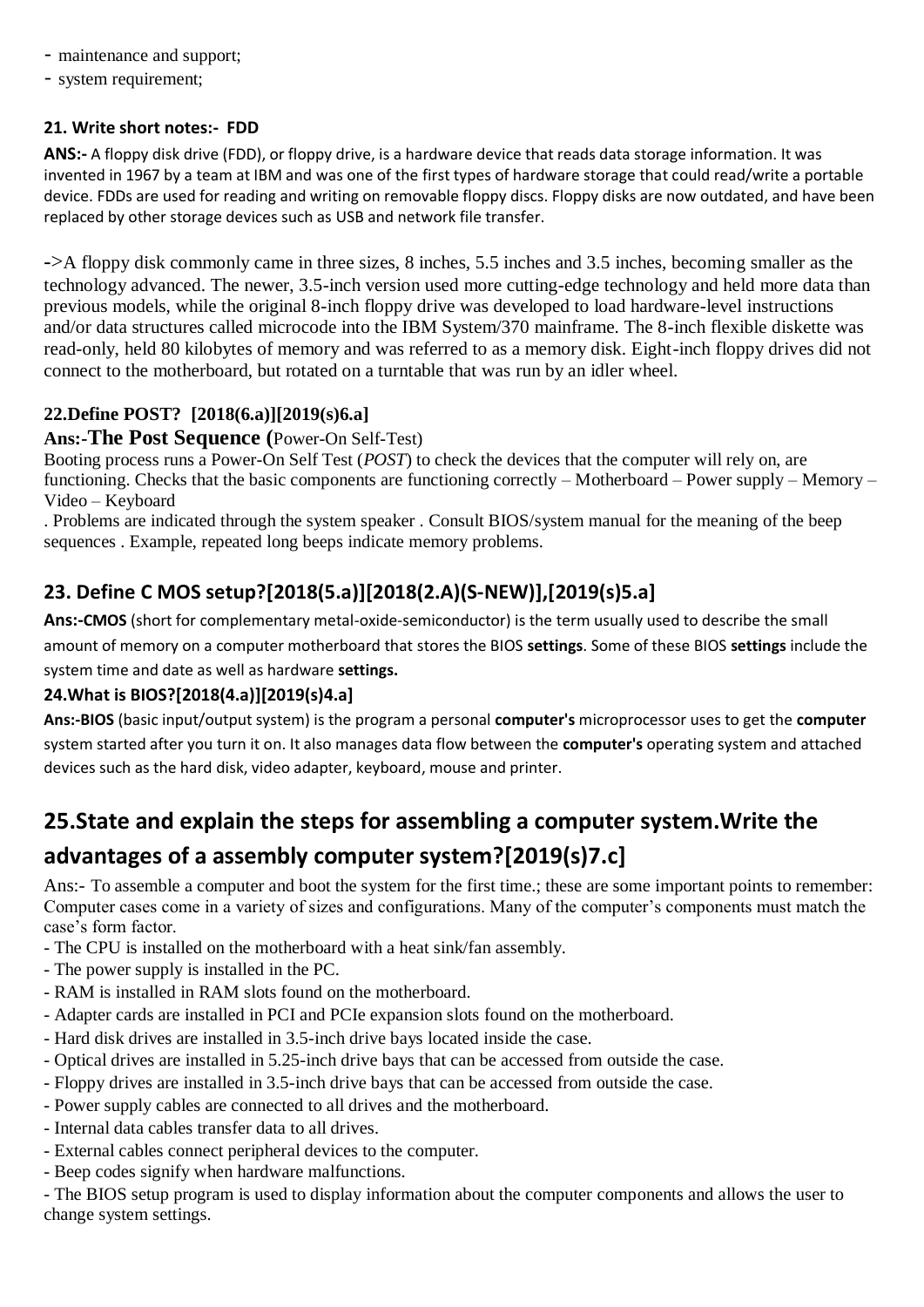- maintenance and support;
- system requirement;

### 21. Write short notes:- FDD

**ANS:-** A floppy disk drive (FDD), or floppy drive, is a hardware device that reads data storage information. It was invented in 1967 by a team at IBM and was one of the first types of hardware storage that could read/write a portable device. FDDs are used for reading and writing on removable floppy discs. Floppy disks are now outdated, and have been replaced by other storage devices such as USB and network file transfer.

->A floppy disk commonly came in three sizes, 8 inches, 5.5 inches and 3.5 inches, becoming smaller as the technology advanced. The newer, 3.5-inch version used more cutting-edge technology and held more data than previous models, while the original 8-inch floppy drive was developed to load hardware-level instructions and/or data structures called microcode into the IBM System/370 mainframe. The 8-inch flexible diskette was read-only, held 80 kilobytes of memory and was referred to as a memory disk. Eight-inch floppy drives did not connect to the motherboard, but rotated on a turntable that was run by an idler wheel.

### 22.Define POST? [2018(6.a)][2019(s)6.a]

**Ans:-The Post Sequence (**Power-On Self-Test)

Booting process runs a Power-On Self Test (*POST*) to check the devices that the computer will rely on, are functioning. Checks that the basic components are functioning correctly – Motherboard – Power supply – Memory – Video – Keyboard

. Problems are indicated through the system speaker . Consult BIOS/system manual for the meaning of the beep sequences . Example, repeated long beeps indicate memory problems.

## 23. Define C MOS setup?[2018(5.a)][2018(2.A)(S-NEW)],[2019(s)5.a]

**Ans:-CMOS** (short for complementary metal-oxide-semiconductor) is the term usually used to describe the small amount of memory on a computer motherboard that stores the BIOS **settings**. Some of these BIOS **settings** include the system time and date as well as hardware **settings.**

### 24.What is BIOS?[2018(4.a)][2019(s)4.a]

**Ans:-BIOS** (basic input/output system) is the program a personal **computer's** microprocessor uses to get the **computer** system started after you turn it on. It also manages data flow between the **computer's** operating system and attached devices such as the hard disk, video adapter, keyboard, mouse and printer.

# 25.State and explain the steps for assembling a computer system.Write the advantages of a assembly computer system?[2019(s)7.c]

Ans:- To assemble a computer and boot the system for the first time.; these are some important points to remember: Computer cases come in a variety of sizes and configurations. Many of the computer's components must match the case's form factor.

- The CPU is installed on the motherboard with a heat sink/fan assembly.
- The power supply is installed in the PC.
- RAM is installed in RAM slots found on the motherboard.
- Adapter cards are installed in PCI and PCIe expansion slots found on the motherboard.
- Hard disk drives are installed in 3.5-inch drive bays located inside the case.
- Optical drives are installed in 5.25-inch drive bays that can be accessed from outside the case.
- Floppy drives are installed in 3.5-inch drive bays that can be accessed from outside the case.
- Power supply cables are connected to all drives and the motherboard.
- Internal data cables transfer data to all drives.
- External cables connect peripheral devices to the computer.
- Beep codes signify when hardware malfunctions.
- The BIOS setup program is used to display information about the computer components and allows the user to change system settings.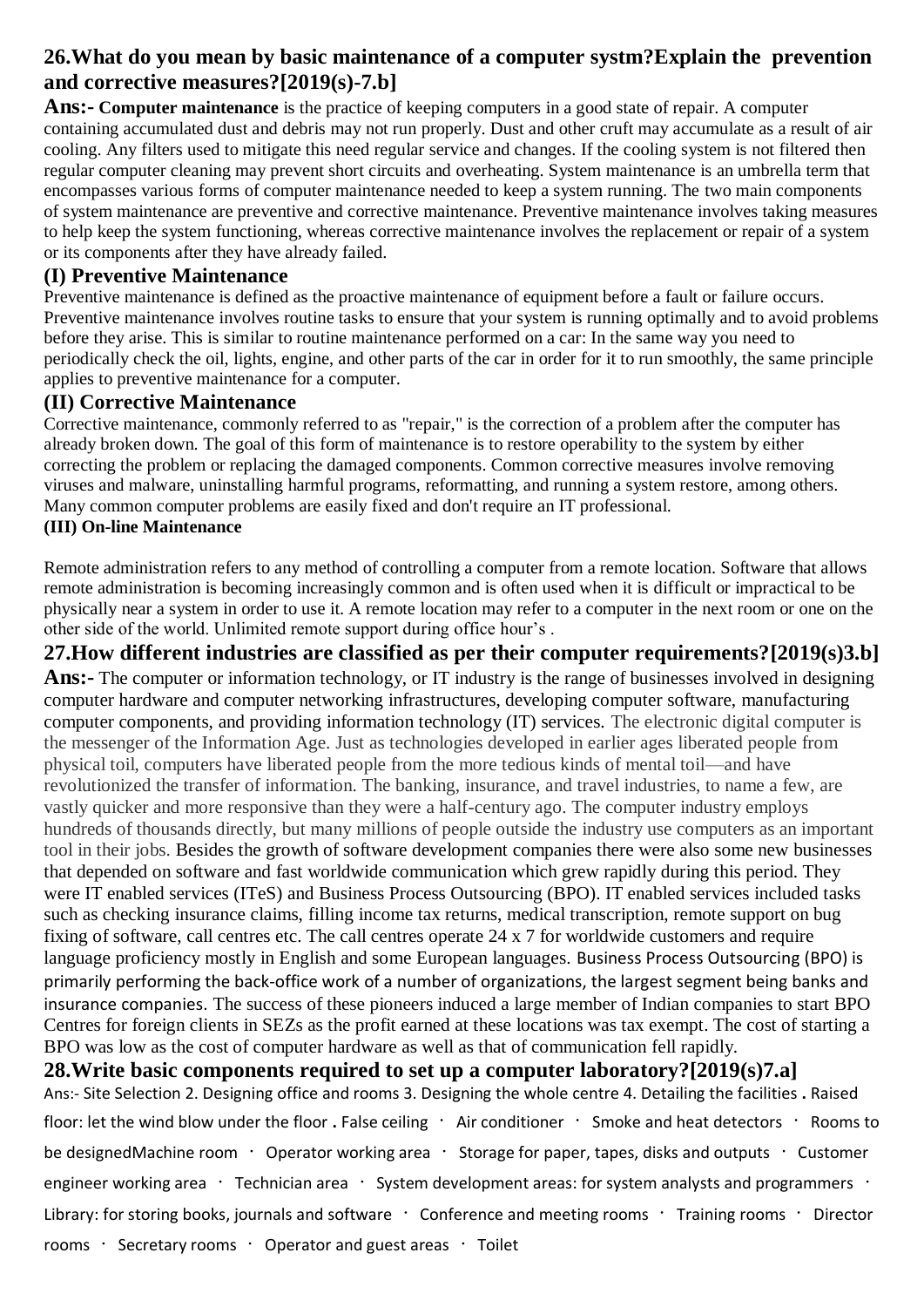## 26.What do you mean by basic maintenance of a computer systm?Explain the prevention and corrective measures?[2019(s)-7.b]

**Ans:- Computer maintenance** is the practice of keeping computers in a good state of repair. A computer containing accumulated dust and debris may not run properly. Dust and other cruft may accumulate as a result of air cooling. Any filters used to mitigate this need regular service and changes. If the cooling system is not filtered then regular computer cleaning may prevent short circuits and overheating. System maintenance is an umbrella term that encompasses various forms of computer maintenance needed to keep a system running. The two main components of system maintenance are preventive and corrective maintenance. Preventive maintenance involves taking measures to help keep the system functioning, whereas corrective maintenance involves the replacement or repair of a system or its components after they have already failed.

### (I) Preventive Maintenance

Preventive maintenance is defined as the proactive maintenance of equipment before a fault or failure occurs. Preventive maintenance involves routine tasks to ensure that your system is running optimally and to avoid problems before they arise. This is similar to routine maintenance performed on a car: In the same way you need to periodically check the oil, lights, engine, and other parts of the car in order for it to run smoothly, the same principle applies to preventive maintenance for a computer.

### (II) Corrective Maintenance

Corrective maintenance, commonly referred to as "repair," is the correction of a problem after the computer has already broken down. The goal of this form of maintenance is to restore operability to the system by either correcting the problem or replacing the damaged components. Common corrective measures involve removing viruses and malware, uninstalling harmful programs, reformatting, and running a system restore, among others. Many common computer problems are easily fixed and don't require an IT professional.

**(III) On-line Maintenance**

Remote administration refers to any method of controlling a computer from a remote location. Software that allows remote administration is becoming increasingly common and is often used when it is difficult or impractical to be physically near a system in order to use it. A remote location may refer to a computer in the next room or one on the other side of the world. Unlimited remote support during office hour's .

## 27.How different industries are classified as per their computer requirements?[2019(s)3.b]

**Ans:-** The computer or information technology, or IT industry is the range of businesses involved in designing computer hardware and computer networking infrastructures, developing computer software, manufacturing computer components, and providing information technology (IT) services. The electronic digital computer is the messenger of the Information Age. Just as technologies developed in earlier ages liberated people from physical toil, computers have liberated people from the more tedious kinds of mental toil—and have revolutionized the transfer of information. The banking, insurance, and travel industries, to name a few, are vastly quicker and more responsive than they were a half-century ago. The computer industry employs hundreds of thousands directly, but many millions of people outside the industry use computers as an important tool in their jobs. Besides the growth of software development companies there were also some new businesses that depended on software and fast worldwide communication which grew rapidly during this period. They were IT enabled services (ITeS) and Business Process Outsourcing (BPO). IT enabled services included tasks such as checking insurance claims, filling income tax returns, medical transcription, remote support on bug fixing of software, call centres etc. The call centres operate 24 x 7 for worldwide customers and require language proficiency mostly in English and some European languages. Business Process Outsourcing (BPO) is primarily performing the back-office work of a number of organizations, the largest segment being banks and insurance companies. The success of these pioneers induced a large member of Indian companies to start BPO Centres for foreign clients in SEZs as the profit earned at these locations was tax exempt. The cost of starting a BPO was low as the cost of computer hardware as well as that of communication fell rapidly.

## 28.Write basic components required to set up a computer laboratory?[2019(s)7.a]

Ans:- Site Selection 2. Designing office and rooms 3. Designing the whole centre 4. Detailing the facilities **.** Raised floor: let the wind blow under the floor **.** False ceiling · Air conditioner · Smoke and heat detectors · Rooms to be designedMachine room · Operator working area · Storage for paper, tapes, disks and outputs · Customer engineer working area · Technician area · System development areas: for system analysts and programmers · Library: for storing books, journals and software · Conference and meeting rooms · Training rooms · Director rooms · Secretary rooms · Operator and guest areas · Toilet